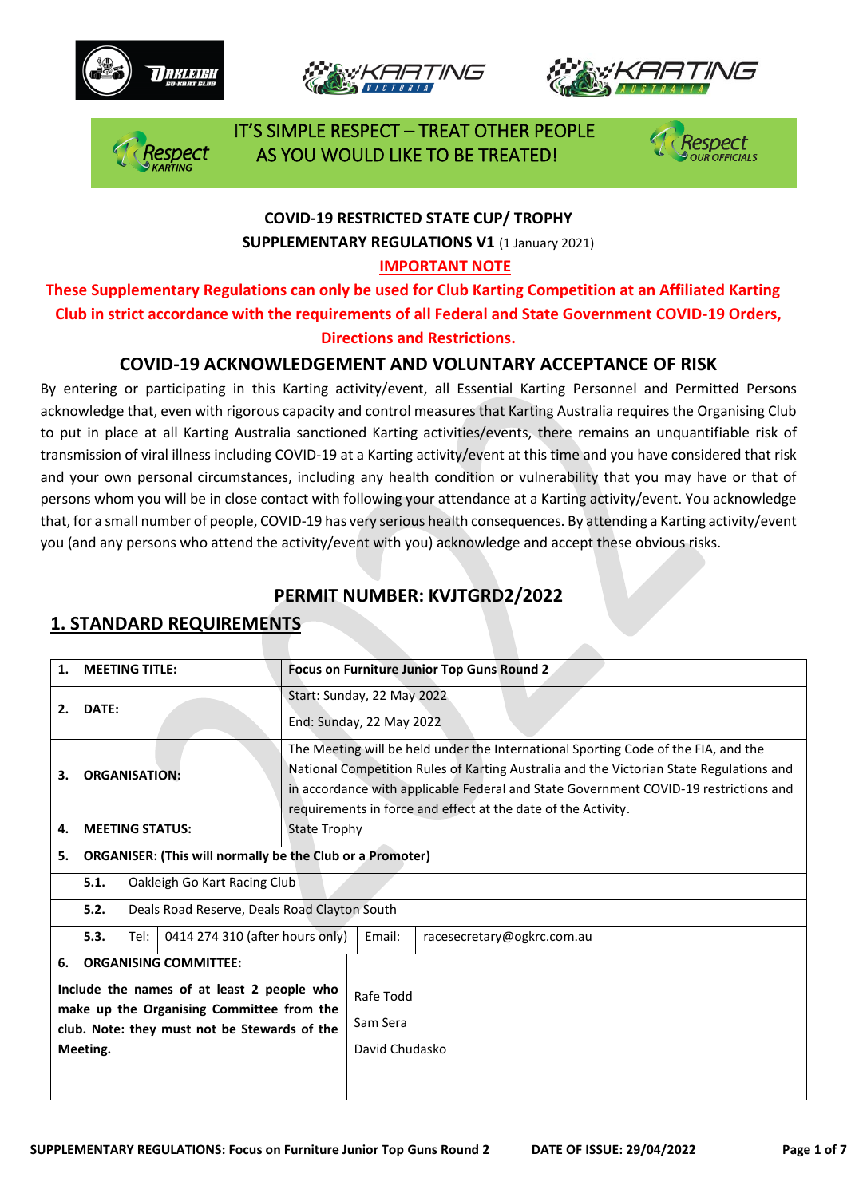IT'S SIMPLE RESPECT – TREAT OTHER PEOPLE AS YOU WOULD LIKE TO BE TREATED!

**COVID-19 RESTRICTED STATE CUP/ TROPHY**

**SUPPLEMENTARY REGULATIONS V1** (1 January 2021)

**IMPORTANT NOTE**

**These Supplementary Regulations can only be used for Club Karting Competition at an Affiliated Karting Club in strict accordance with the requirements of all Federal and State Government COVID-19 Orders, Directions and Restrictions.**

## COVID-19 ACKNOWLEDGEMENT AND VOLUNTARY ACCEPTANCE OF RISK

By entering or participating in this Karting activity/event, all Essential Karting Personnel and Permitted Persons acknowledge that, even with rigorous capacity and control measures that Karting Australia requires the Organising Club to put in place at all Karting Australia sanctioned Karting activities/events, there remains an unquantifiable risk of transmission of viral illness including COVID-19 at a Karting activity/event at this time and you have considered that risk and your own personal circumstances, including any health condition or vulnerability that you may have or that of persons whom you will be in close contact with following your attendance at a Karting activity/event. You acknowledge that, for a small number of people, COVID-19 has very serious health consequences. By attending a Karting activity/event you (and any persons who attend the activity/event with you) acknowledge and accept these obvious risks.

## PERMIT NUMBER: KVJTGRD2/2022

## 1. STANDARD REQUIREMENTS

| | | |
|---|---|---|
| **1.** | **MEETING TITLE:** | **Focus on Furniture Junior Top Guns Round 2** |
| **2.** | **DATE:** | Start: Sunday, 22 May 2022<br>End: Sunday, 22 May 2022 |
| **3.** | **ORGANISATION:** | The Meeting will be held under the International Sporting Code of the FIA, and the National Competition Rules of Karting Australia and the Victorian State Regulations and in accordance with applicable Federal and State Government COVID-19 restrictions and requirements in force and effect at the date of the Activity. |
| **4.** | **MEETING STATUS:** | State Trophy |
| **5.** | **ORGANISER: (This will normally be the Club or a Promoter)** | |
| **5.1.** | Oakleigh Go Kart Racing Club | |
| **5.2.** | Deals Road Reserve, Deals Road Clayton South | |
| **5.3.** | Tel: 0414 274 310 (after hours only) | Email: racesecretary@ogkrc.com.au |
| **6.** | **ORGANISING COMMITTEE:**<br>**Include the names of at least 2 people who make up the Organising Committee from the club. Note: they must not be Stewards of the Meeting.** | Rafe Todd<br>Sam Sera<br>David Chudasko |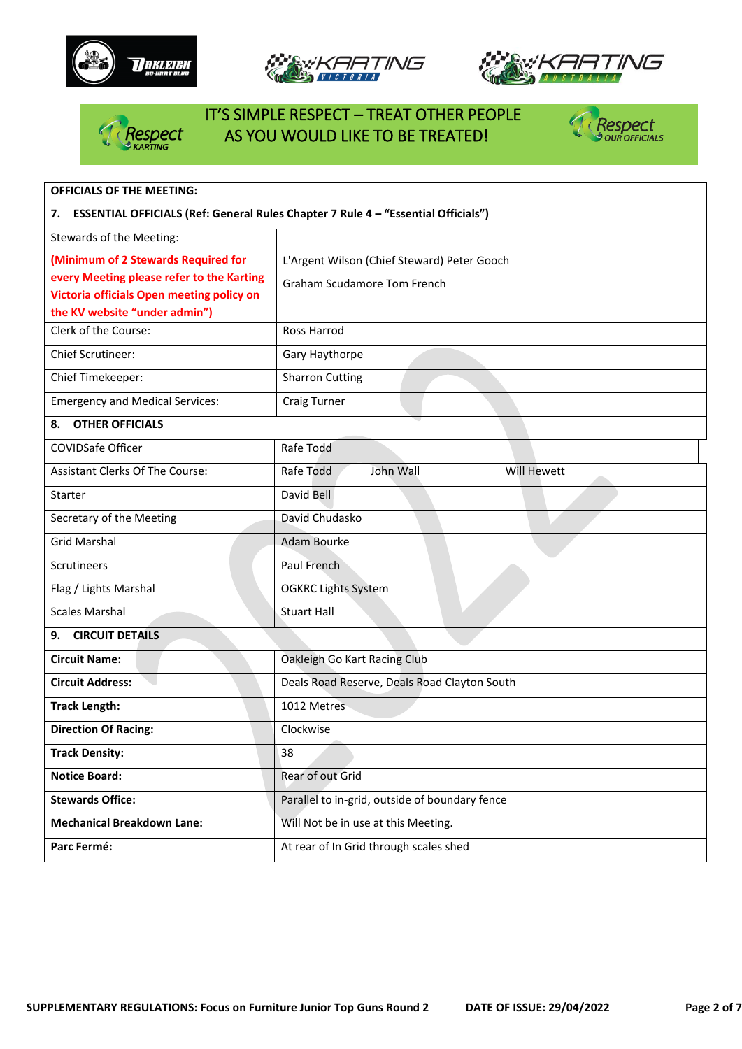IT'S SIMPLE RESPECT – TREAT OTHER PEOPLE AS YOU WOULD LIKE TO BE TREATED!

| OFFICIALS OF THE MEETING: | |
|---|---|
| **7. ESSENTIAL OFFICIALS (Ref: General Rules Chapter 7 Rule 4 – "Essential Officials")** | |
| Stewards of the Meeting: **(Minimum of 2 Stewards Required for every Meeting please refer to the Karting Victoria officials Open meeting policy on the KV website "under admin")** | L'Argent Wilson (Chief Steward) Peter Gooch<br>Graham Scudamore Tom French |
| Clerk of the Course: | Ross Harrod |
| Chief Scrutineer: | Gary Haythorpe |
| Chief Timekeeper: | Sharron Cutting |
| Emergency and Medical Services: | Craig Turner |
| **8. OTHER OFFICIALS** | |
| COVIDSafe Officer | Rafe Todd |
| Assistant Clerks Of The Course: | Rafe Todd John Wall Will Hewett |
| Starter | David Bell |
| Secretary of the Meeting | David Chudasko |
| Grid Marshal | Adam Bourke |
| Scrutineers | Paul French |
| Flag / Lights Marshal | OGKRC Lights System |
| Scales Marshal | Stuart Hall |
| **9. CIRCUIT DETAILS** | |
| **Circuit Name:** | Oakleigh Go Kart Racing Club |
| **Circuit Address:** | Deals Road Reserve, Deals Road Clayton South |
| **Track Length:** | 1012 Metres |
| **Direction Of Racing:** | Clockwise |
| **Track Density:** | 38 |
| **Notice Board:** | Rear of out Grid |
| **Stewards Office:** | Parallel to in-grid, outside of boundary fence |
| **Mechanical Breakdown Lane:** | Will Not be in use at this Meeting. |
| **Parc Fermé:** | At rear of In Grid through scales shed |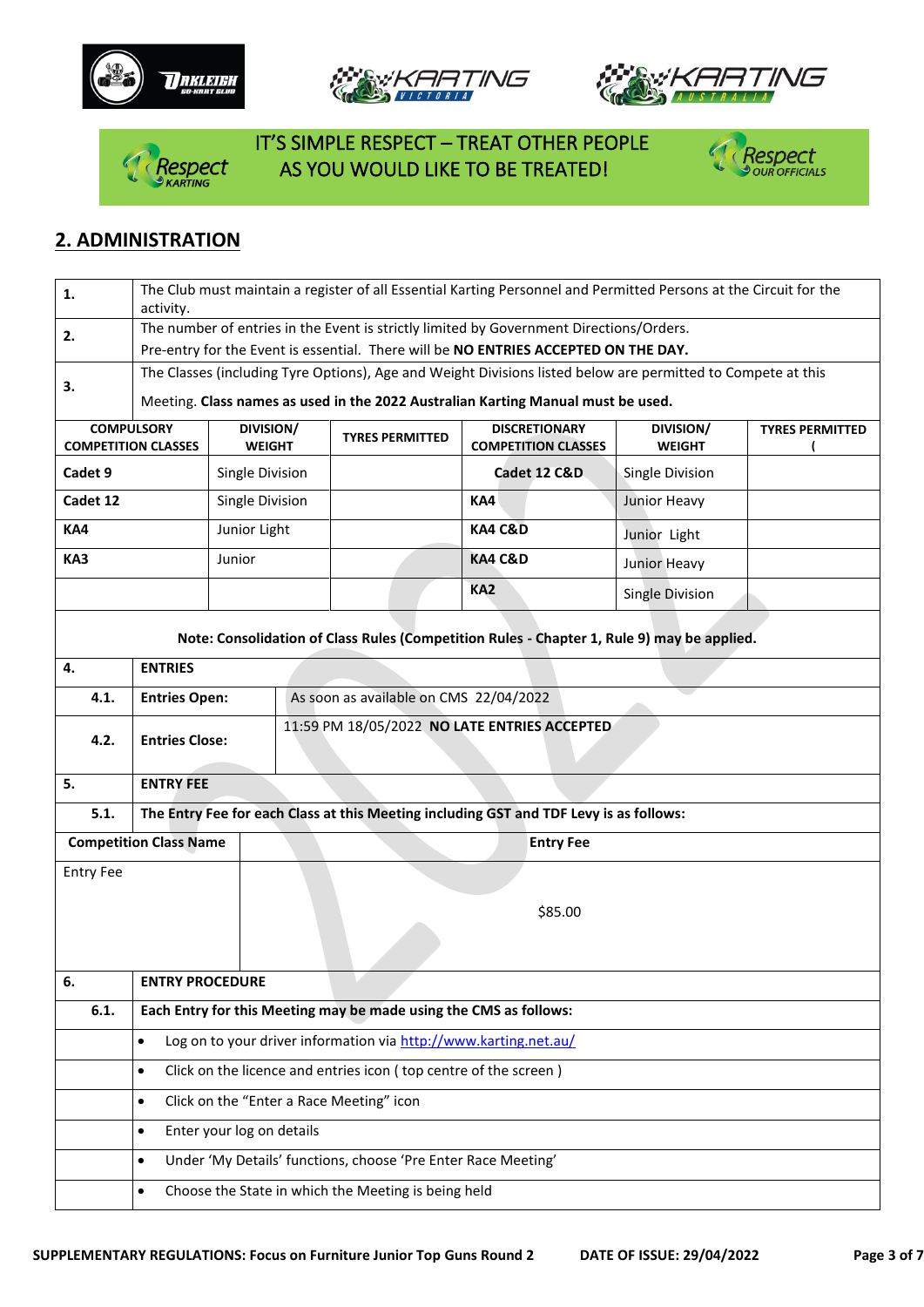IT'S SIMPLE RESPECT – TREAT OTHER PEOPLE AS YOU WOULD LIKE TO BE TREATED!

## 2. ADMINISTRATION

| | |
|---|---|
| **1.** | The Club must maintain a register of all Essential Karting Personnel and Permitted Persons at the Circuit for the activity. |
| **2.** | The number of entries in the Event is strictly limited by Government Directions/Orders. Pre-entry for the Event is essential. There will be **NO ENTRIES ACCEPTED ON THE DAY.** |
| **3.** | The Classes (including Tyre Options), Age and Weight Divisions listed below are permitted to Compete at this Meeting. **Class names as used in the 2022 Australian Karting Manual must be used.** |

| COMPULSORY COMPETITION CLASSES | DIVISION/ WEIGHT | TYRES PERMITTED | DISCRETIONARY COMPETITION CLASSES | DIVISION/ WEIGHT | TYRES PERMITTED ( |
|---|---|---|---|---|---|
| **Cadet 9** | Single Division | | **Cadet 12 C&D** | Single Division | |
| **Cadet 12** | Single Division | | **KA4** | Junior Heavy | |
| **KA4** | Junior Light | | **KA4 C&D** | Junior Light | |
| **KA3** | Junior | | **KA4 C&D** | Junior Heavy | |
| | | | **KA2** | Single Division | |

**Note: Consolidation of Class Rules (Competition Rules - Chapter 1, Rule 9) may be applied.**

| | | |
|---|---|---|
| **4.** | **ENTRIES** | |
| **4.1.** | **Entries Open:** | As soon as available on CMS 22/04/2022 |
| **4.2.** | **Entries Close:** | 11:59 PM 18/05/2022 **NO LATE ENTRIES ACCEPTED** |
| **5.** | **ENTRY FEE** | |
| **5.1.** | **The Entry Fee for each Class at this Meeting including GST and TDF Levy is as follows:** | |

| Competition Class Name | Entry Fee |
|---|---|
| Entry Fee | $85.00 |

| | |
|---|---|
| **6.** | **ENTRY PROCEDURE** |
| **6.1.** | **Each Entry for this Meeting may be made using the CMS as follows:** |
| | • Log on to your driver information via http://www.karting.net.au/ |
| | • Click on the licence and entries icon ( top centre of the screen ) |
| | • Click on the "Enter a Race Meeting" icon |
| | • Enter your log on details |
| | • Under 'My Details' functions, choose 'Pre Enter Race Meeting' |
| | • Choose the State in which the Meeting is being held |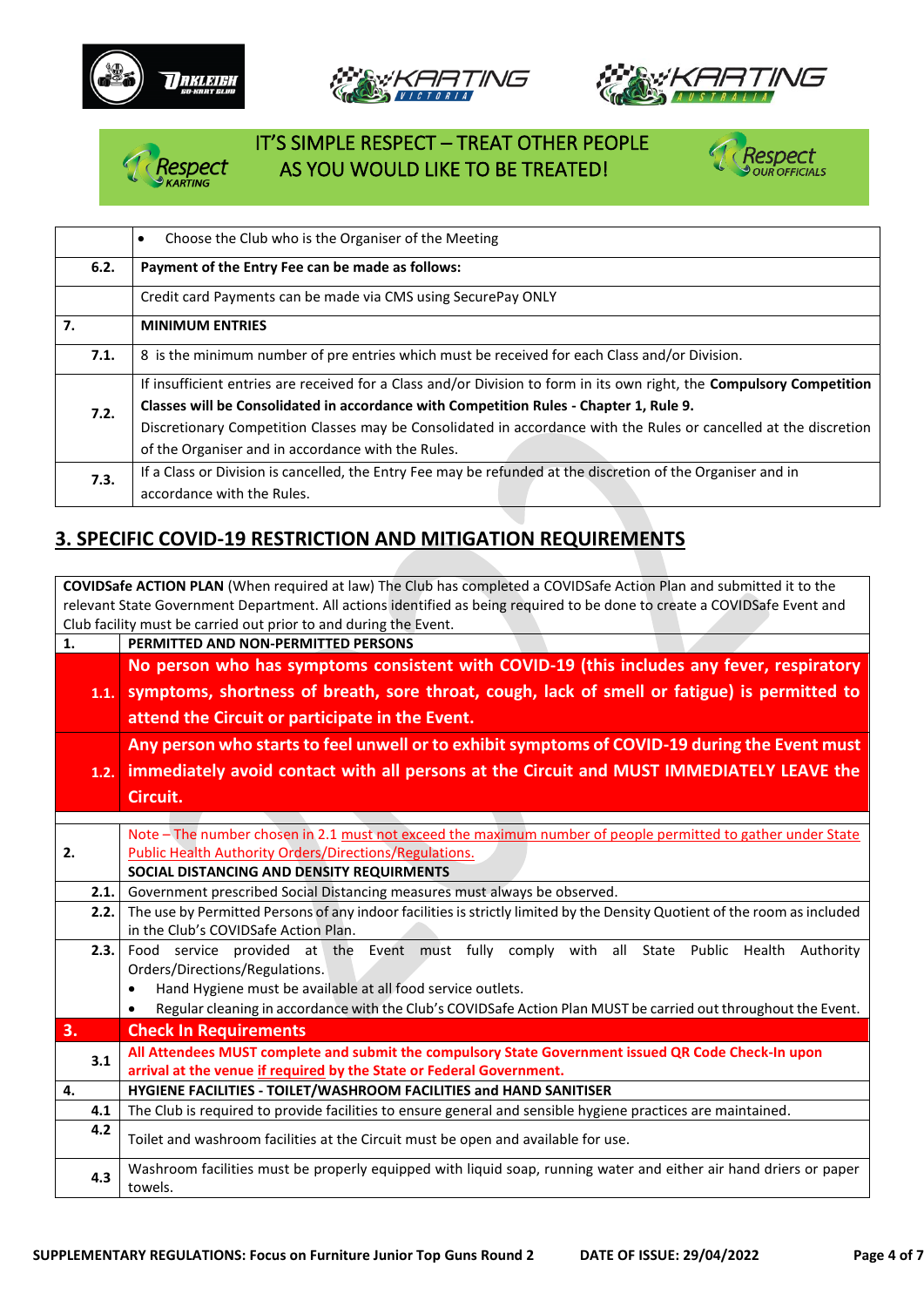IT'S SIMPLE RESPECT – TREAT OTHER PEOPLE AS YOU WOULD LIKE TO BE TREATED!

| | |
|---|---|
| | • Choose the Club who is the Organiser of the Meeting |
| **6.2.** | **Payment of the Entry Fee can be made as follows:** |
| | Credit card Payments can be made via CMS using SecurePay ONLY |
| **7.** | **MINIMUM ENTRIES** |
| **7.1.** | 8 is the minimum number of pre entries which must be received for each Class and/or Division. |
| **7.2.** | If insufficient entries are received for a Class and/or Division to form in its own right, the **Compulsory Competition Classes will be Consolidated in accordance with Competition Rules - Chapter 1, Rule 9.** Discretionary Competition Classes may be Consolidated in accordance with the Rules or cancelled at the discretion of the Organiser and in accordance with the Rules. |
| **7.3.** | If a Class or Division is cancelled, the Entry Fee may be refunded at the discretion of the Organiser and in accordance with the Rules. |

## 3. SPECIFIC COVID-19 RESTRICTION AND MITIGATION REQUIREMENTS

**COVIDSafe ACTION PLAN** (When required at law) The Club has completed a COVIDSafe Action Plan and submitted it to the relevant State Government Department. All actions identified as being required to be done to create a COVIDSafe Event and Club facility must be carried out prior to and during the Event.

| | |
|---|---|
| **1.** | **PERMITTED AND NON-PERMITTED PERSONS** |
| **1.1.** | **No person who has symptoms consistent with COVID-19 (this includes any fever, respiratory symptoms, shortness of breath, sore throat, cough, lack of smell or fatigue) is permitted to attend the Circuit or participate in the Event.** |
| **1.2.** | **Any person who starts to feel unwell or to exhibit symptoms of COVID-19 during the Event must immediately avoid contact with all persons at the Circuit and MUST IMMEDIATELY LEAVE the Circuit.** |
| | |
| **2.** | Note – The number chosen in 2.1 must not exceed the maximum number of people permitted to gather under State Public Health Authority Orders/Directions/Regulations. **SOCIAL DISTANCING AND DENSITY REQUIRMENTS** |
| **2.1.** | Government prescribed Social Distancing measures must always be observed. |
| **2.2.** | The use by Permitted Persons of any indoor facilities is strictly limited by the Density Quotient of the room as included in the Club's COVIDSafe Action Plan. |
| **2.3.** | Food service provided at the Event must fully comply with all State Public Health Authority Orders/Directions/Regulations. • Hand Hygiene must be available at all food service outlets. • Regular cleaning in accordance with the Club's COVIDSafe Action Plan MUST be carried out throughout the Event. |
| **3.** | **Check In Requirements** |
| **3.1** | **All Attendees MUST complete and submit the compulsory State Government issued QR Code Check-In upon arrival at the venue if required by the State or Federal Government.** |
| **4.** | **HYGIENE FACILITIES - TOILET/WASHROOM FACILITIES and HAND SANITISER** |
| **4.1** | The Club is required to provide facilities to ensure general and sensible hygiene practices are maintained. |
| **4.2** | Toilet and washroom facilities at the Circuit must be open and available for use. |
| **4.3** | Washroom facilities must be properly equipped with liquid soap, running water and either air hand driers or paper towels. |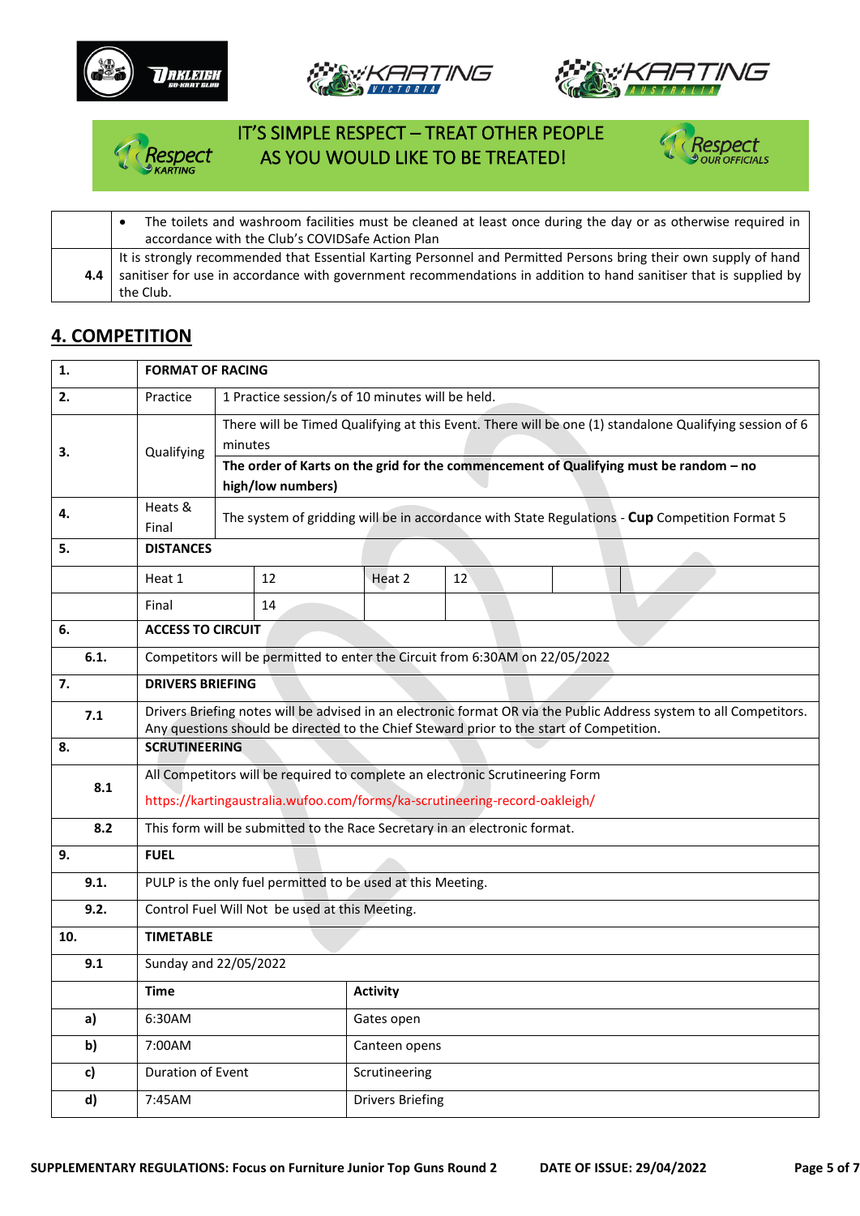IT'S SIMPLE RESPECT – TREAT OTHER PEOPLE AS YOU WOULD LIKE TO BE TREATED!

| | |
|---|---|
| | • The toilets and washroom facilities must be cleaned at least once during the day or as otherwise required in accordance with the Club's COVIDSafe Action Plan |
| **4.4** | It is strongly recommended that Essential Karting Personnel and Permitted Persons bring their own supply of hand sanitiser for use in accordance with government recommendations in addition to hand sanitiser that is supplied by the Club. |

## 4. COMPETITION

| | | | | | |
|---|---|---|---|---|---|
| **1.** | **FORMAT OF RACING** | | | | |
| **2.** | Practice | 1 Practice session/s of 10 minutes will be held. | | | |
| **3.** | Qualifying | There will be Timed Qualifying at this Event. There will be one (1) standalone Qualifying session of 6 minutes<br>**The order of Karts on the grid for the commencement of Qualifying must be random – no high/low numbers)** | | | |
| **4.** | Heats & Final | The system of gridding will be in accordance with State Regulations - **Cup** Competition Format 5 | | | |
| **5.** | **DISTANCES** | | | | |
| | Heat 1 | 12 | Heat 2 | 12 | |
| | Final | 14 | | | |
| **6.** | **ACCESS TO CIRCUIT** | | | | |
| **6.1.** | Competitors will be permitted to enter the Circuit from 6:30AM on 22/05/2022 | | | | |
| **7.** | **DRIVERS BRIEFING** | | | | |
| **7.1** | Drivers Briefing notes will be advised in an electronic format OR via the Public Address system to all Competitors. Any questions should be directed to the Chief Steward prior to the start of Competition. | | | | |
| **8.** | **SCRUTINEERING** | | | | |
| **8.1** | All Competitors will be required to complete an electronic Scrutineering Form<br>https://kartingaustralia.wufoo.com/forms/ka-scrutineering-record-oakleigh/ | | | | |
| **8.2** | This form will be submitted to the Race Secretary in an electronic format. | | | | |
| **9.** | **FUEL** | | | | |
| **9.1.** | PULP is the only fuel permitted to be used at this Meeting. | | | | |
| **9.2.** | Control Fuel Will Not be used at this Meeting. | | | | |
| **10.** | **TIMETABLE** | | | | |
| **9.1** | Sunday and 22/05/2022 | | | | |
| | **Time** | **Activity** | | | |
| **a)** | 6:30AM | Gates open | | | |
| **b)** | 7:00AM | Canteen opens | | | |
| **c)** | Duration of Event | Scrutineering | | | |
| **d)** | 7:45AM | Drivers Briefing | | | |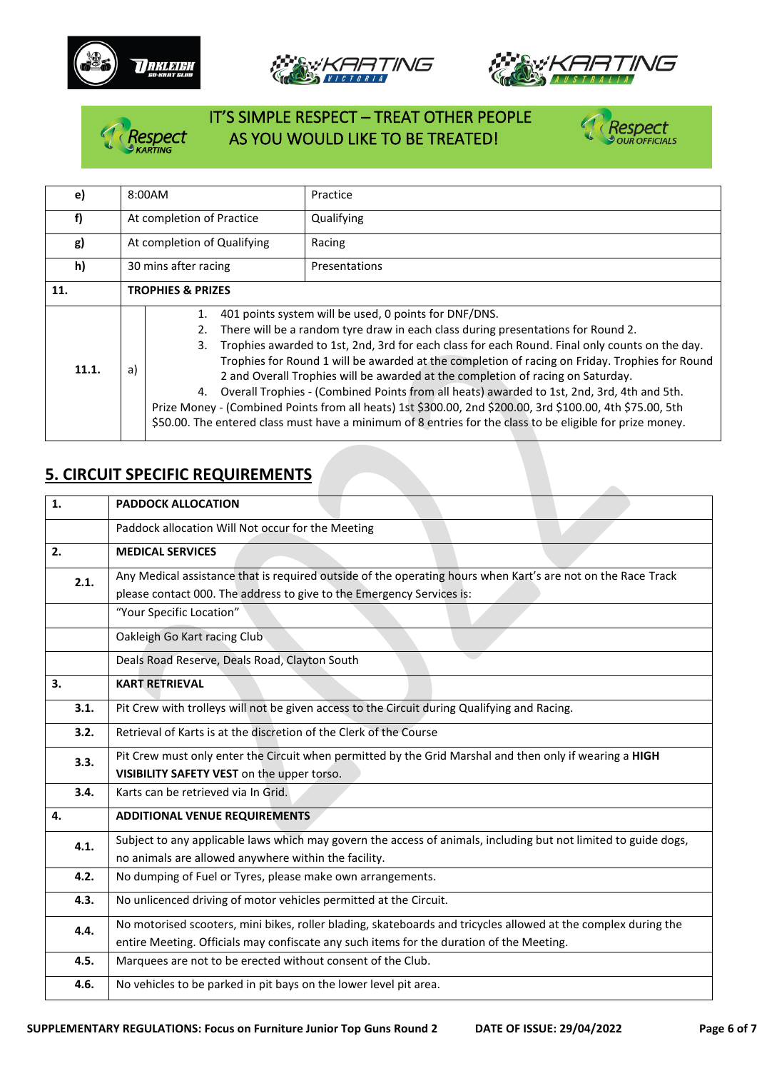IT'S SIMPLE RESPECT – TREAT OTHER PEOPLE AS YOU WOULD LIKE TO BE TREATED!

| | | |
|---|---|---|
| **e)** | 8:00AM | Practice |
| **f)** | At completion of Practice | Qualifying |
| **g)** | At completion of Qualifying | Racing |
| **h)** | 30 mins after racing | Presentations |
| **11.** | **TROPHIES & PRIZES** | |
| **11.1.** | a) | 1. 401 points system will be used, 0 points for DNF/DNS. 2. There will be a random tyre draw in each class during presentations for Round 2. 3. Trophies awarded to 1st, 2nd, 3rd for each class for each Round. Final only counts on the day. Trophies for Round 1 will be awarded at the completion of racing on Friday. Trophies for Round 2 and Overall Trophies will be awarded at the completion of racing on Saturday. 4. Overall Trophies - (Combined Points from all heats) awarded to 1st, 2nd, 3rd, 4th and 5th. Prize Money - (Combined Points from all heats) 1st $300.00, 2nd $200.00, 3rd $100.00, 4th $75.00, 5th $50.00. The entered class must have a minimum of 8 entries for the class to be eligible for prize money. |

## 5. CIRCUIT SPECIFIC REQUIREMENTS

| | |
|---|---|
| **1.** | **PADDOCK ALLOCATION** |
| | Paddock allocation Will Not occur for the Meeting |
| **2.** | **MEDICAL SERVICES** |
| **2.1.** | Any Medical assistance that is required outside of the operating hours when Kart's are not on the Race Track please contact 000. The address to give to the Emergency Services is: |
| | "Your Specific Location" |
| | Oakleigh Go Kart racing Club |
| | Deals Road Reserve, Deals Road, Clayton South |
| **3.** | **KART RETRIEVAL** |
| **3.1.** | Pit Crew with trolleys will not be given access to the Circuit during Qualifying and Racing. |
| **3.2.** | Retrieval of Karts is at the discretion of the Clerk of the Course |
| **3.3.** | Pit Crew must only enter the Circuit when permitted by the Grid Marshal and then only if wearing a **HIGH VISIBILITY SAFETY VEST** on the upper torso. |
| **3.4.** | Karts can be retrieved via In Grid. |
| **4.** | **ADDITIONAL VENUE REQUIREMENTS** |
| **4.1.** | Subject to any applicable laws which may govern the access of animals, including but not limited to guide dogs, no animals are allowed anywhere within the facility. |
| **4.2.** | No dumping of Fuel or Tyres, please make own arrangements. |
| **4.3.** | No unlicenced driving of motor vehicles permitted at the Circuit. |
| **4.4.** | No motorised scooters, mini bikes, roller blading, skateboards and tricycles allowed at the complex during the entire Meeting. Officials may confiscate any such items for the duration of the Meeting. |
| **4.5.** | Marquees are not to be erected without consent of the Club. |
| **4.6.** | No vehicles to be parked in pit bays on the lower level pit area. |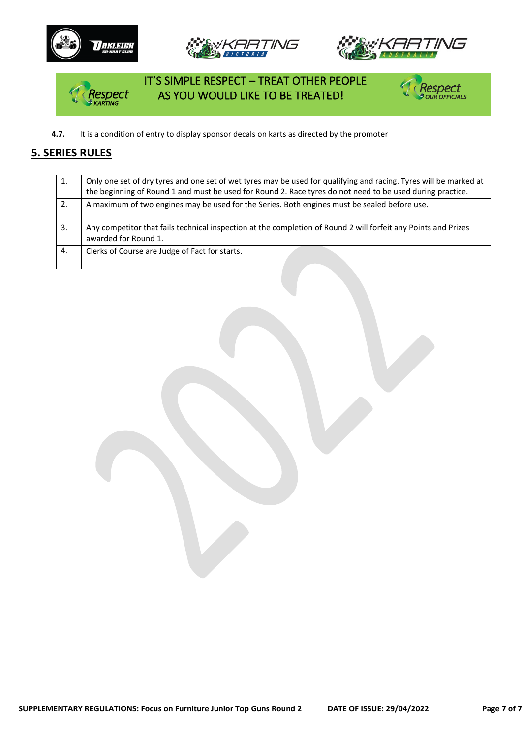IT'S SIMPLE RESPECT – TREAT OTHER PEOPLE AS YOU WOULD LIKE TO BE TREATED!

| | |
|---|---|
| **4.7.** | It is a condition of entry to display sponsor decals on karts as directed by the promoter |

## 5. SERIES RULES

| | |
|---|---|
| 1. | Only one set of dry tyres and one set of wet tyres may be used for qualifying and racing. Tyres will be marked at the beginning of Round 1 and must be used for Round 2. Race tyres do not need to be used during practice. |
| 2. | A maximum of two engines may be used for the Series. Both engines must be sealed before use. |
| 3. | Any competitor that fails technical inspection at the completion of Round 2 will forfeit any Points and Prizes awarded for Round 1. |
| 4. | Clerks of Course are Judge of Fact for starts. |